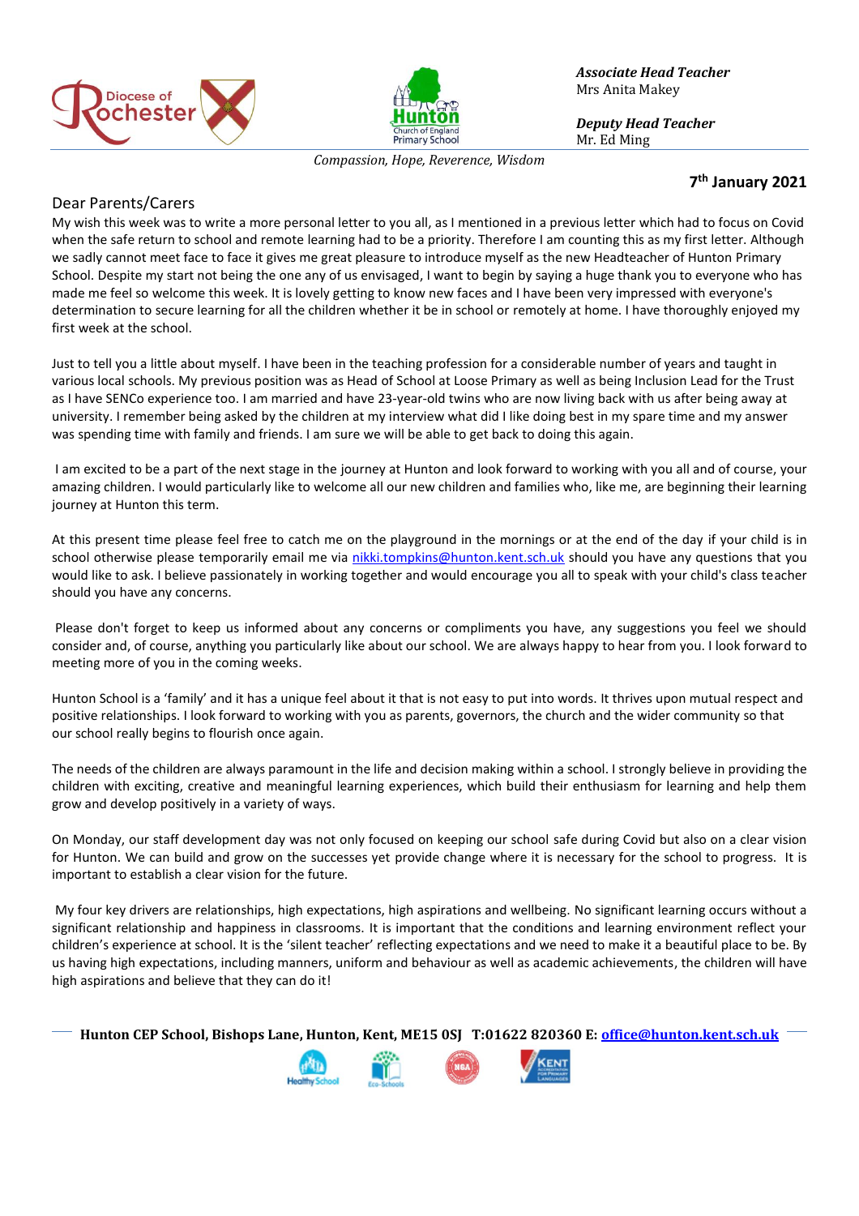***Associate Head Teacher***
Mrs Anita Makey

***Deputy Head Teacher***
Mr. Ed Ming

*Compassion, Hope, Reverence, Wisdom*

**7th January 2021**

Dear Parents/Carers

My wish this week was to write a more personal letter to you all, as I mentioned in a previous letter which had to focus on Covid when the safe return to school and remote learning had to be a priority. Therefore I am counting this as my first letter. Although we sadly cannot meet face to face it gives me great pleasure to introduce myself as the new Headteacher of Hunton Primary School. Despite my start not being the one any of us envisaged, I want to begin by saying a huge thank you to everyone who has made me feel so welcome this week. It is lovely getting to know new faces and I have been very impressed with everyone's determination to secure learning for all the children whether it be in school or remotely at home. I have thoroughly enjoyed my first week at the school.

Just to tell you a little about myself. I have been in the teaching profession for a considerable number of years and taught in various local schools. My previous position was as Head of School at Loose Primary as well as being Inclusion Lead for the Trust as I have SENCo experience too. I am married and have 23-year-old twins who are now living back with us after being away at university. I remember being asked by the children at my interview what did I like doing best in my spare time and my answer was spending time with family and friends. I am sure we will be able to get back to doing this again.

I am excited to be a part of the next stage in the journey at Hunton and look forward to working with you all and of course, your amazing children. I would particularly like to welcome all our new children and families who, like me, are beginning their learning journey at Hunton this term.

At this present time please feel free to catch me on the playground in the mornings or at the end of the day if your child is in school otherwise please temporarily email me via nikki.tompkins@hunton.kent.sch.uk should you have any questions that you would like to ask. I believe passionately in working together and would encourage you all to speak with your child's class teacher should you have any concerns.

Please don't forget to keep us informed about any concerns or compliments you have, any suggestions you feel we should consider and, of course, anything you particularly like about our school. We are always happy to hear from you. I look forward to meeting more of you in the coming weeks.

Hunton School is a 'family' and it has a unique feel about it that is not easy to put into words. It thrives upon mutual respect and positive relationships. I look forward to working with you as parents, governors, the church and the wider community so that our school really begins to flourish once again.

The needs of the children are always paramount in the life and decision making within a school. I strongly believe in providing the children with exciting, creative and meaningful learning experiences, which build their enthusiasm for learning and help them grow and develop positively in a variety of ways.

On Monday, our staff development day was not only focused on keeping our school safe during Covid but also on a clear vision for Hunton. We can build and grow on the successes yet provide change where it is necessary for the school to progress. It is important to establish a clear vision for the future.

My four key drivers are relationships, high expectations, high aspirations and wellbeing. No significant learning occurs without a significant relationship and happiness in classrooms. It is important that the conditions and learning environment reflect your children's experience at school. It is the 'silent teacher' reflecting expectations and we need to make it a beautiful place to be. By us having high expectations, including manners, uniform and behaviour as well as academic achievements, the children will have high aspirations and believe that they can do it!

**Hunton CEP School, Bishops Lane, Hunton, Kent, ME15 0SJ T:01622 820360 E: office@hunton.kent.sch.uk**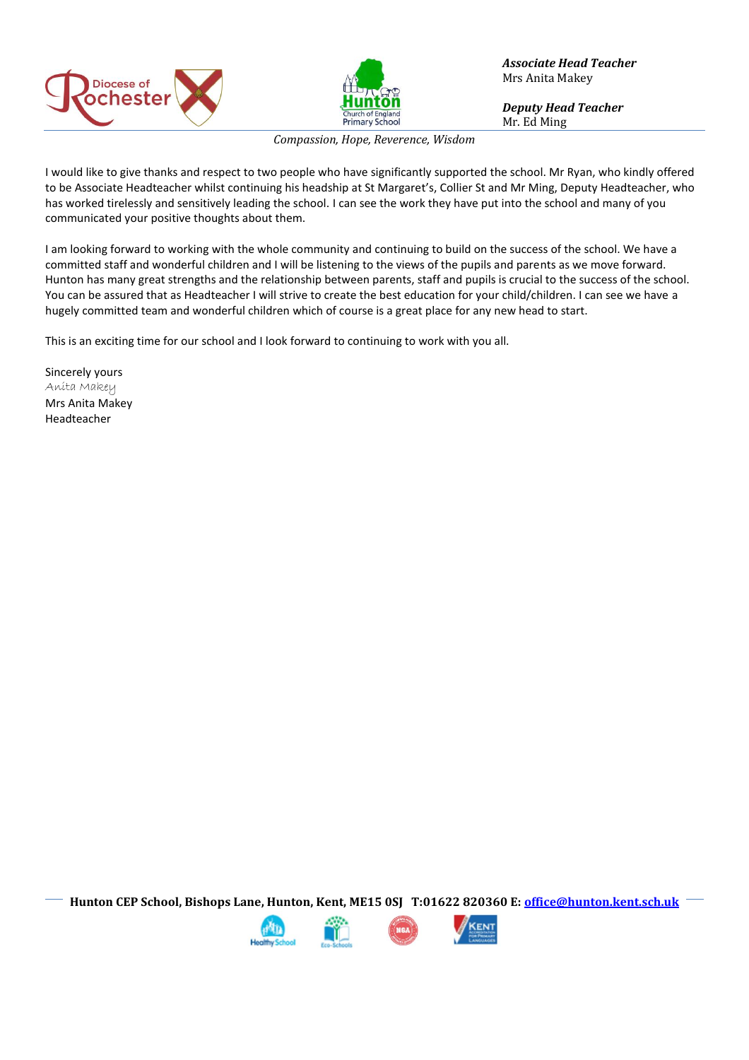***Associate Head Teacher***
Mrs Anita Makey

***Deputy Head Teacher***
Mr. Ed Ming

*Compassion, Hope, Reverence, Wisdom*

I would like to give thanks and respect to two people who have significantly supported the school. Mr Ryan, who kindly offered to be Associate Headteacher whilst continuing his headship at St Margaret's, Collier St and Mr Ming, Deputy Headteacher, who has worked tirelessly and sensitively leading the school. I can see the work they have put into the school and many of you communicated your positive thoughts about them.

I am looking forward to working with the whole community and continuing to build on the success of the school. We have a committed staff and wonderful children and I will be listening to the views of the pupils and parents as we move forward. Hunton has many great strengths and the relationship between parents, staff and pupils is crucial to the success of the school. You can be assured that as Headteacher I will strive to create the best education for your child/children. I can see we have a hugely committed team and wonderful children which of course is a great place for any new head to start.

This is an exciting time for our school and I look forward to continuing to work with you all.

Sincerely yours
*Anita Makey*
Mrs Anita Makey
Headteacher

**Hunton CEP School, Bishops Lane, Hunton, Kent, ME15 0SJ T:01622 820360 E: office@hunton.kent.sch.uk**